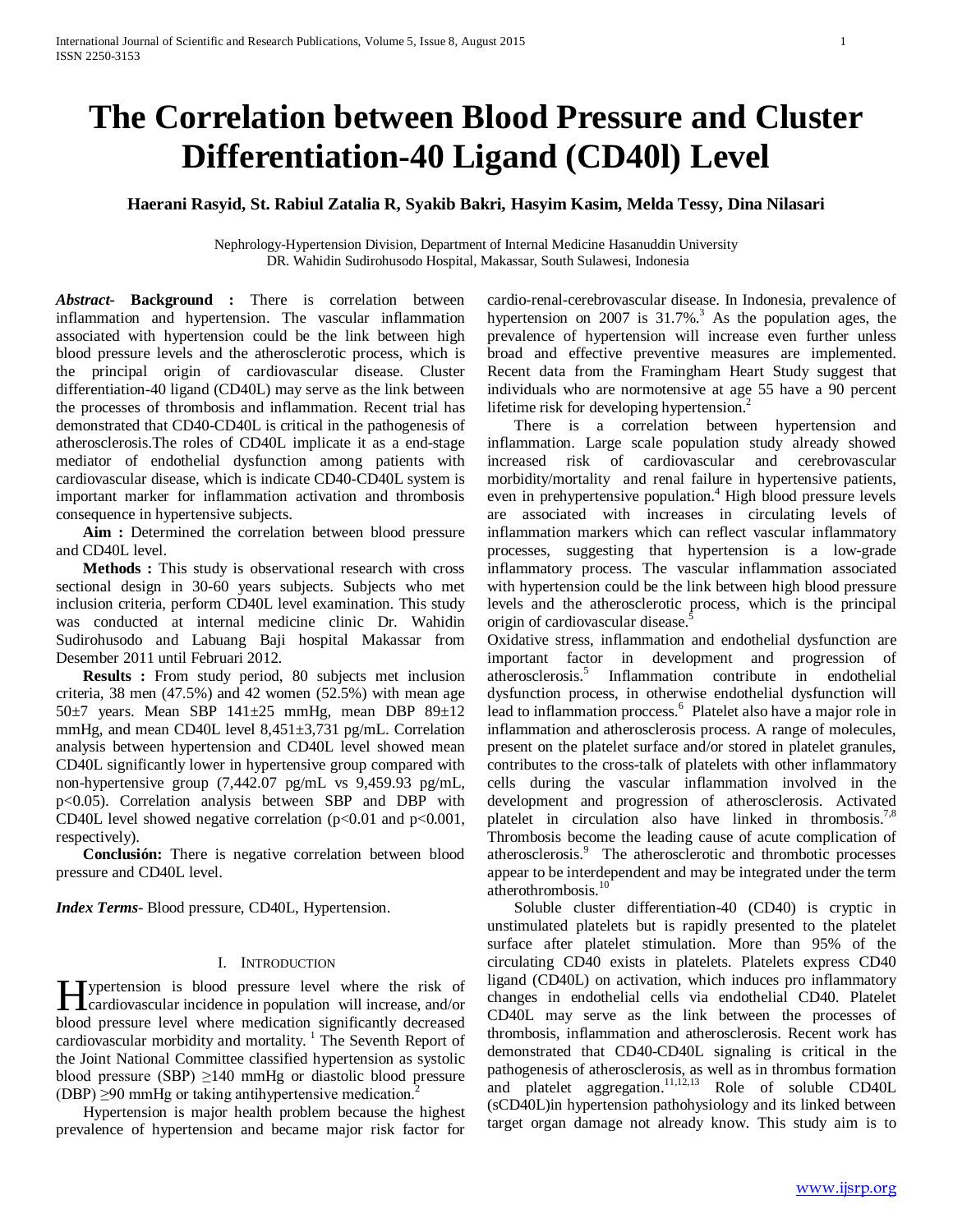# The Correlation between Blood Pressure and Cluster Differentiation-40 Ligand (CD40l) Level

**Haerani Rasyid, St. Rabiul Zatalia R, Syakib Bakri, Hasyim Kasim, Melda Tessy, Dina Nilasari**

Nephrology-Hypertension Division, Department of Internal Medicine Hasanuddin University
DR. Wahidin Sudirohusodo Hospital, Makassar, South Sulawesi, Indonesia

***Abstract*- Background :** There is correlation between inflammation and hypertension. The vascular inflammation associated with hypertension could be the link between high blood pressure levels and the atherosclerotic process, which is the principal origin of cardiovascular disease. Cluster differentiation-40 ligand (CD40L) may serve as the link between the processes of thrombosis and inflammation. Recent trial has demonstrated that CD40-CD40L is critical in the pathogenesis of atherosclerosis.The roles of CD40L implicate it as a end-stage mediator of endothelial dysfunction among patients with cardiovascular disease, which is indicate CD40-CD40L system is important marker for inflammation activation and thrombosis consequence in hypertensive subjects.

**Aim :** Determined the correlation between blood pressure and CD40L level.

**Methods :** This study is observational research with cross sectional design in 30-60 years subjects. Subjects who met inclusion criteria, perform CD40L level examination. This study was conducted at internal medicine clinic Dr. Wahidin Sudirohusodo and Labuang Baji hospital Makassar from Desember 2011 until Februari 2012.

**Results :** From study period, 80 subjects met inclusion criteria, 38 men (47.5%) and 42 women (52.5%) with mean age 50±7 years. Mean SBP 141±25 mmHg, mean DBP 89±12 mmHg, and mean CD40L level 8,451±3,731 pg/mL. Correlation analysis between hypertension and CD40L level showed mean CD40L significantly lower in hypertensive group compared with non-hypertensive group (7,442.07 pg/mL vs 9,459.93 pg/mL, $p<0.05$). Correlation analysis between SBP and DBP with CD40L level showed negative correlation ($p<0.01$ and $p<0.001$, respectively).

**Conclusión:** There is negative correlation between blood pressure and CD40L level.

***Index Terms*-** Blood pressure, CD40L, Hypertension.

## I. Introduction

Hypertension is blood pressure level where the risk of cardiovascular incidence in population will increase, and/or blood pressure level where medication significantly decreased cardiovascular morbidity and mortality. [1] The Seventh Report of the Joint National Committee classified hypertension as systolic blood pressure (SBP) ≥140 mmHg or diastolic blood pressure (DBP) ≥90 mmHg or taking antihypertensive medication.[2]

Hypertension is major health problem because the highest prevalence of hypertension and became major risk factor for cardio-renal-cerebrovascular disease. In Indonesia, prevalence of hypertension on 2007 is 31.7%.[3] As the population ages, the prevalence of hypertension will increase even further unless broad and effective preventive measures are implemented. Recent data from the Framingham Heart Study suggest that individuals who are normotensive at age 55 have a 90 percent lifetime risk for developing hypertension.[2]

There is a correlation between hypertension and inflammation. Large scale population study already showed increased risk of cardiovascular and cerebrovascular morbidity/mortality and renal failure in hypertensive patients, even in prehypertensive population.[4] High blood pressure levels are associated with increases in circulating levels of inflammation markers which can reflect vascular inflammatory processes, suggesting that hypertension is a low-grade inflammatory process. The vascular inflammation associated with hypertension could be the link between high blood pressure levels and the atherosclerotic process, which is the principal origin of cardiovascular disease.[5]

Oxidative stress, inflammation and endothelial dysfunction are important factor in development and progression of atherosclerosis.[5] Inflammation contribute in endothelial dysfunction process, in otherwise endothelial dysfunction will lead to inflammation proccess.[6] Platelet also have a major role in inflammation and atherosclerosis process. A range of molecules, present on the platelet surface and/or stored in platelet granules, contributes to the cross-talk of platelets with other inflammatory cells during the vascular inflammation involved in the development and progression of atherosclerosis. Activated platelet in circulation also have linked in thrombosis.[7,8] Thrombosis become the leading cause of acute complication of atherosclerosis.[9] The atherosclerotic and thrombotic processes appear to be interdependent and may be integrated under the term atherothrombosis.[10]

Soluble cluster differentiation-40 (CD40) is cryptic in unstimulated platelets but is rapidly presented to the platelet surface after platelet stimulation. More than 95% of the circulating CD40 exists in platelets. Platelets express CD40 ligand (CD40L) on activation, which induces pro inflammatory changes in endothelial cells via endothelial CD40. Platelet CD40L may serve as the link between the processes of thrombosis, inflammation and atherosclerosis. Recent work has demonstrated that CD40-CD40L signaling is critical in the pathogenesis of atherosclerosis, as well as in thrombus formation and platelet aggregation.[11,12,13] Role of soluble CD40L (sCD40L)in hypertension pathohysiology and its linked between target organ damage not already know. This study aim is to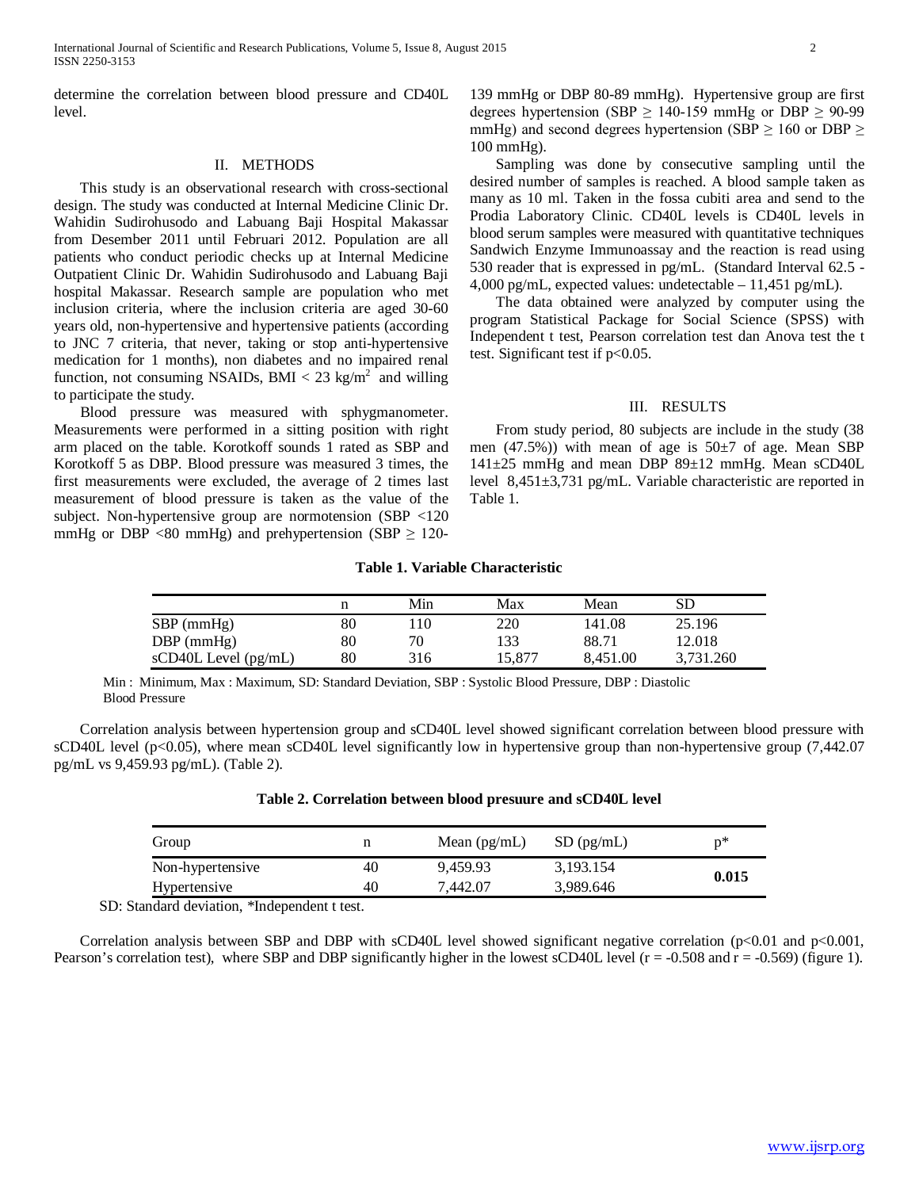determine the correlation between blood pressure and CD40L level.

## II. METHODS

This study is an observational research with cross-sectional design. The study was conducted at Internal Medicine Clinic Dr. Wahidin Sudirohusodo and Labuang Baji Hospital Makassar from Desember 2011 until Februari 2012. Population are all patients who conduct periodic checks up at Internal Medicine Outpatient Clinic Dr. Wahidin Sudirohusodo and Labuang Baji hospital Makassar. Research sample are population who met inclusion criteria, where the inclusion criteria are aged 30-60 years old, non-hypertensive and hypertensive patients (according to JNC 7 criteria, that never, taking or stop anti-hypertensive medication for 1 months), non diabetes and no impaired renal function, not consuming NSAIDs, BMI < 23 kg/m$^2$ and willing to participate the study.

Blood pressure was measured with sphygmanometer. Measurements were performed in a sitting position with right arm placed on the table. Korotkoff sounds 1 rated as SBP and Korotkoff 5 as DBP. Blood pressure was measured 3 times, the first measurements were excluded, the average of 2 times last measurement of blood pressure is taken as the value of the subject. Non-hypertensive group are normotension (SBP <120 mmHg or DBP <80 mmHg) and prehypertension (SBP ≥ 120-139 mmHg or DBP 80-89 mmHg). Hypertensive group are first degrees hypertension (SBP ≥ 140-159 mmHg or DBP ≥ 90-99 mmHg) and second degrees hypertension (SBP ≥ 160 or DBP ≥ 100 mmHg).

Sampling was done by consecutive sampling until the desired number of samples is reached. A blood sample taken as many as 10 ml. Taken in the fossa cubiti area and send to the Prodia Laboratory Clinic. CD40L levels is CD40L levels in blood serum samples were measured with quantitative techniques Sandwich Enzyme Immunoassay and the reaction is read using 530 reader that is expressed in pg/mL. (Standard Interval 62.5 - 4,000 pg/mL, expected values: undetectable – 11,451 pg/mL).

The data obtained were analyzed by computer using the program Statistical Package for Social Science (SPSS) with Independent t test, Pearson correlation test dan Anova test the t test. Significant test if p<0.05.

## III. RESULTS

From study period, 80 subjects are include in the study (38 men (47.5%)) with mean of age is 50±7 of age. Mean SBP 141±25 mmHg and mean DBP 89±12 mmHg. Mean sCD40L level 8,451±3,731 pg/mL. Variable characteristic are reported in Table 1.

**Table 1. Variable Characteristic**

| | n | Min | Max | Mean | SD |
|---|---|---|---|---|---|
| SBP (mmHg) | 80 | 110 | 220 | 141.08 | 25.196 |
| DBP (mmHg) | 80 | 70 | 133 | 88.71 | 12.018 |
| sCD40L Level (pg/mL) | 80 | 316 | 15,877 | 8,451.00 | 3,731.260 |

Min : Minimum, Max : Maximum, SD: Standard Deviation, SBP : Systolic Blood Pressure, DBP : Diastolic Blood Pressure

Correlation analysis between hypertension group and sCD40L level showed significant correlation between blood pressure with sCD40L level (p<0.05), where mean sCD40L level significantly low in hypertensive group than non-hypertensive group (7,442.07 pg/mL vs 9,459.93 pg/mL). (Table 2).

**Table 2. Correlation between blood presuure and sCD40L level**

| Group | n | Mean (pg/mL) | SD (pg/mL) | p* |
|---|---|---|---|---|
| Non-hypertensive | 40 | 9,459.93 | 3,193.154 | **0.015** |
| Hypertensive | 40 | 7,442.07 | 3,989.646 | |

SD: Standard deviation, *Independent t test.

Correlation analysis between SBP and DBP with sCD40L level showed significant negative correlation (p<0.01 and p<0.001, Pearson's correlation test), where SBP and DBP significantly higher in the lowest sCD40L level (r = -0.508 and r = -0.569) (figure 1).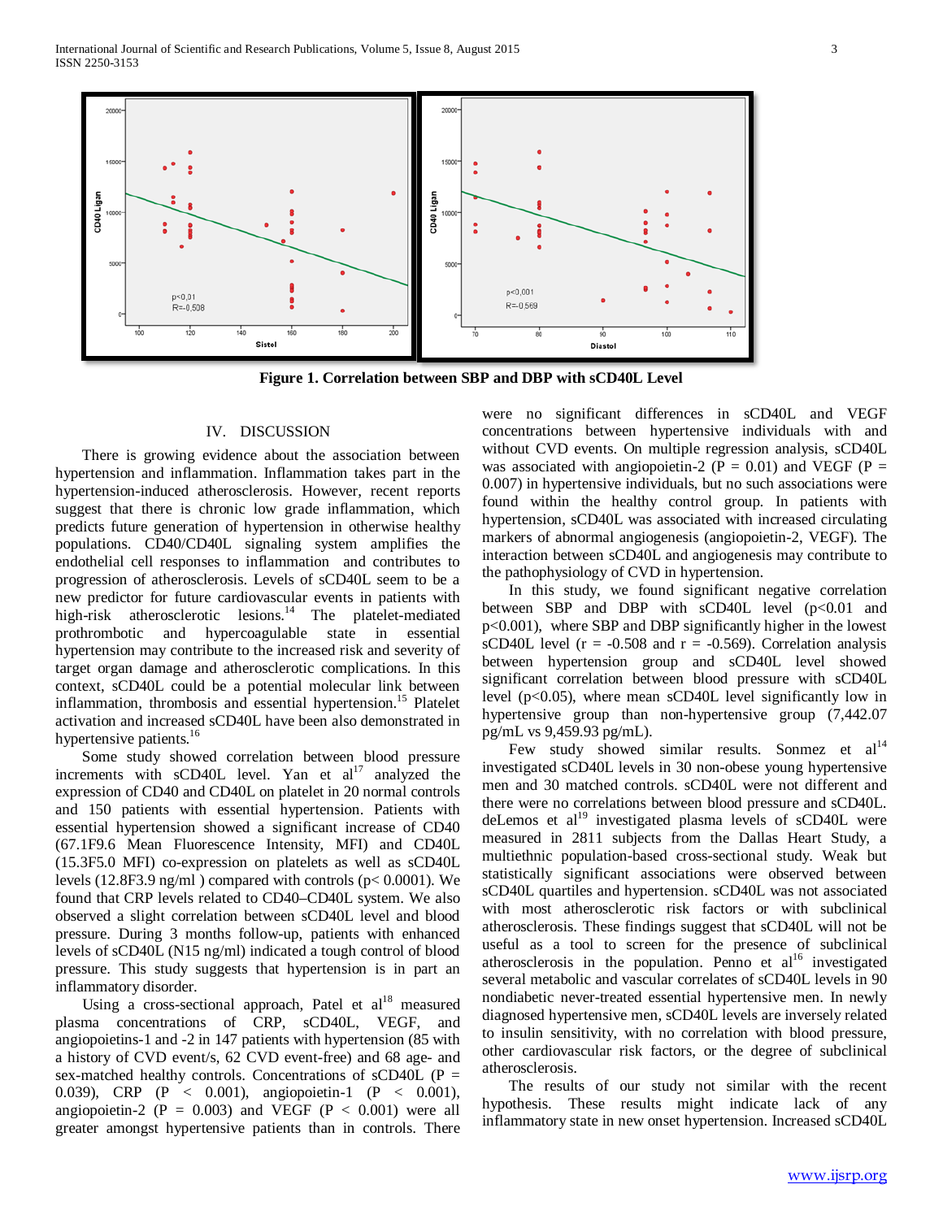**Figure 1. Correlation between SBP and DBP with sCD40L Level**

## IV. DISCUSSION

There is growing evidence about the association between hypertension and inflammation. Inflammation takes part in the hypertension-induced atherosclerosis. However, recent reports suggest that there is chronic low grade inflammation, which predicts future generation of hypertension in otherwise healthy populations. CD40/CD40L signaling system amplifies the endothelial cell responses to inflammation and contributes to progression of atherosclerosis. Levels of sCD40L seem to be a new predictor for future cardiovascular events in patients with high-risk atherosclerotic lesions.[14] The platelet-mediated prothrombotic and hypercoagulable state in essential hypertension may contribute to the increased risk and severity of target organ damage and atherosclerotic complications. In this context, sCD40L could be a potential molecular link between inflammation, thrombosis and essential hypertension.[15] Platelet activation and increased sCD40L have been also demonstrated in hypertensive patients.[16]

Some study showed correlation between blood pressure increments with sCD40L level. Yan et al[17] analyzed the expression of CD40 and CD40L on platelet in 20 normal controls and 150 patients with essential hypertension. Patients with essential hypertension showed a significant increase of CD40 (67.1F9.6 Mean Fluorescence Intensity, MFI) and CD40L (15.3F5.0 MFI) co-expression on platelets as well as sCD40L levels (12.8F3.9 ng/ml ) compared with controls (p< 0.0001). We found that CRP levels related to CD40–CD40L system. We also observed a slight correlation between sCD40L level and blood pressure. During 3 months follow-up, patients with enhanced levels of sCD40L (N15 ng/ml) indicated a tough control of blood pressure. This study suggests that hypertension is in part an inflammatory disorder.

Using a cross-sectional approach, Patel et al[18] measured plasma concentrations of CRP, sCD40L, VEGF, and angiopoietins-1 and -2 in 147 patients with hypertension (85 with a history of CVD event/s, 62 CVD event-free) and 68 age- and sex-matched healthy controls. Concentrations of sCD40L (P = 0.039), CRP (P < 0.001), angiopoietin-1 (P < 0.001), angiopoietin-2 (P = 0.003) and VEGF (P < 0.001) were all greater amongst hypertensive patients than in controls. There were no significant differences in sCD40L and VEGF concentrations between hypertensive individuals with and without CVD events. On multiple regression analysis, sCD40L was associated with angiopoietin-2 (P = 0.01) and VEGF (P = 0.007) in hypertensive individuals, but no such associations were found within the healthy control group. In patients with hypertension, sCD40L was associated with increased circulating markers of abnormal angiogenesis (angiopoietin-2, VEGF). The interaction between sCD40L and angiogenesis may contribute to the pathophysiology of CVD in hypertension.

In this study, we found significant negative correlation between SBP and DBP with sCD40L level (p<0.01 and p<0.001), where SBP and DBP significantly higher in the lowest sCD40L level (r = -0.508 and r = -0.569). Correlation analysis between hypertension group and sCD40L level showed significant correlation between blood pressure with sCD40L level (p<0.05), where mean sCD40L level significantly low in hypertensive group than non-hypertensive group (7,442.07 pg/mL vs 9,459.93 pg/mL).

Few study showed similar results. Sonmez et al[14] investigated sCD40L levels in 30 non-obese young hypertensive men and 30 matched controls. sCD40L were not different and there were no correlations between blood pressure and sCD40L. deLemos et al[19] investigated plasma levels of sCD40L were measured in 2811 subjects from the Dallas Heart Study, a multiethnic population-based cross-sectional study. Weak but statistically significant associations were observed between sCD40L quartiles and hypertension. sCD40L was not associated with most atherosclerotic risk factors or with subclinical atherosclerosis. These findings suggest that sCD40L will not be useful as a tool to screen for the presence of subclinical atherosclerosis in the population. Penno et al[16] investigated several metabolic and vascular correlates of sCD40L levels in 90 nondiabetic never-treated essential hypertensive men. In newly diagnosed hypertensive men, sCD40L levels are inversely related to insulin sensitivity, with no correlation with blood pressure, other cardiovascular risk factors, or the degree of subclinical atherosclerosis.

The results of our study not similar with the recent hypothesis. These results might indicate lack of any inflammatory state in new onset hypertension. Increased sCD40L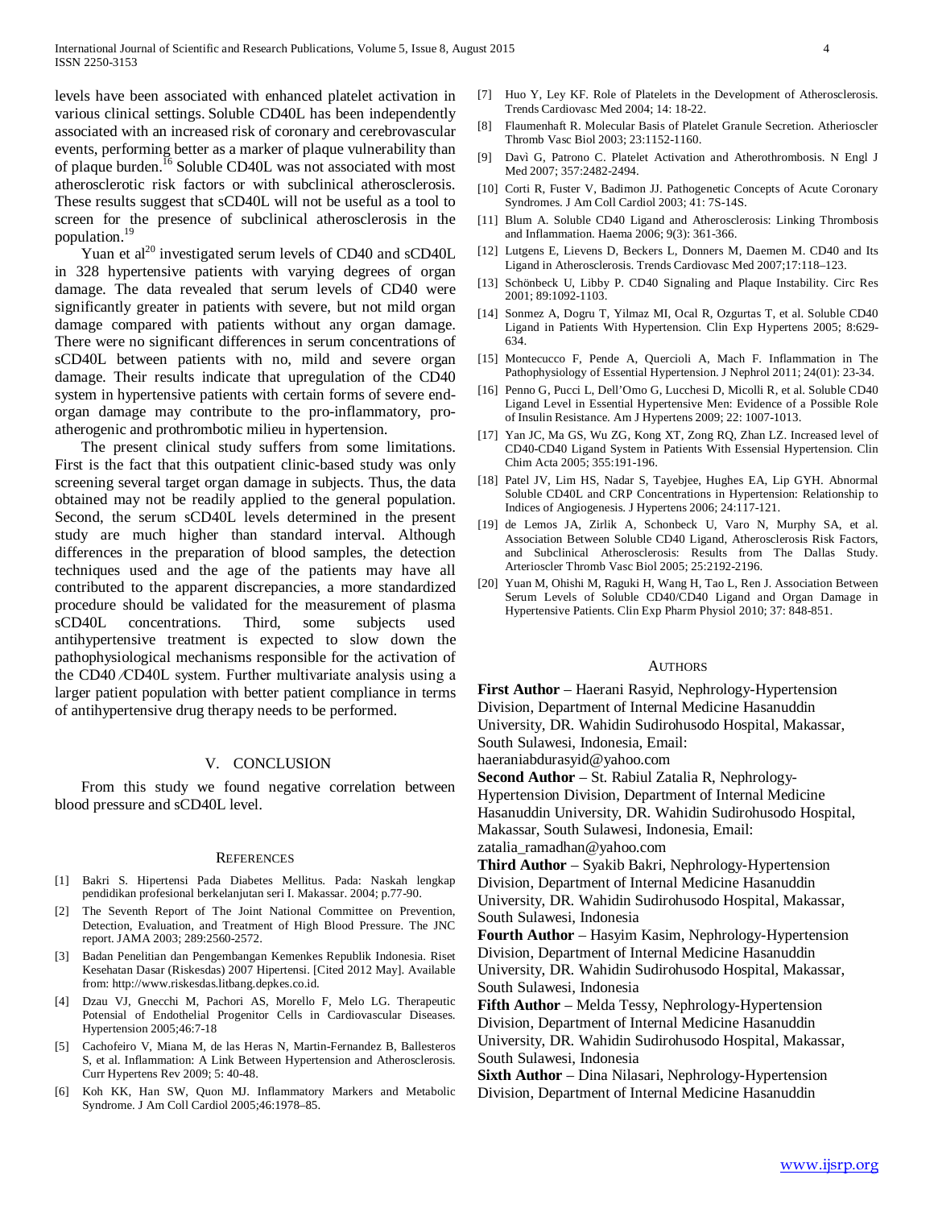levels have been associated with enhanced platelet activation in various clinical settings. Soluble CD40L has been independently associated with an increased risk of coronary and cerebrovascular events, performing better as a marker of plaque vulnerability than of plaque burden.[16] Soluble CD40L was not associated with most atherosclerotic risk factors or with subclinical atherosclerosis. These results suggest that sCD40L will not be useful as a tool to screen for the presence of subclinical atherosclerosis in the population.[19]

Yuan et al[20] investigated serum levels of CD40 and sCD40L in 328 hypertensive patients with varying degrees of organ damage. The data revealed that serum levels of CD40 were significantly greater in patients with severe, but not mild organ damage compared with patients without any organ damage. There were no significant differences in serum concentrations of sCD40L between patients with no, mild and severe organ damage. Their results indicate that upregulation of the CD40 system in hypertensive patients with certain forms of severe end-organ damage may contribute to the pro-inflammatory, pro-atherogenic and prothrombotic milieu in hypertension.

The present clinical study suffers from some limitations. First is the fact that this outpatient clinic-based study was only screening several target organ damage in subjects. Thus, the data obtained may not be readily applied to the general population. Second, the serum sCD40L levels determined in the present study are much higher than standard interval. Although differences in the preparation of blood samples, the detection techniques used and the age of the patients may have all contributed to the apparent discrepancies, a more standardized procedure should be validated for the measurement of plasma sCD40L concentrations. Third, some subjects used antihypertensive treatment is expected to slow down the pathophysiological mechanisms responsible for the activation of the CD40 ⁄CD40L system. Further multivariate analysis using a larger patient population with better patient compliance in terms of antihypertensive drug therapy needs to be performed.

## V. CONCLUSION

From this study we found negative correlation between blood pressure and sCD40L level.

## REFERENCES

[1] Bakri S. Hipertensi Pada Diabetes Mellitus. Pada: Naskah lengkap pendidikan profesional berkelanjutan seri I. Makassar. 2004; p.77-90.

[2] The Seventh Report of The Joint National Committee on Prevention, Detection, Evaluation, and Treatment of High Blood Pressure. The JNC report. JAMA 2003; 289:2560-2572.

[3] Badan Penelitian dan Pengembangan Kemenkes Republik Indonesia. Riset Kesehatan Dasar (Riskesdas) 2007 Hipertensi. [Cited 2012 May]. Available from: http://www.riskesdas.litbang.depkes.co.id.

[4] Dzau VJ, Gnecchi M, Pachori AS, Morello F, Melo LG. Therapeutic Potensial of Endothelial Progenitor Cells in Cardiovascular Diseases. Hypertension 2005;46:7-18

[5] Cachofeiro V, Miana M, de las Heras N, Martin-Fernandez B, Ballesteros S, et al. Inflammation: A Link Between Hypertension and Atherosclerosis. Curr Hypertens Rev 2009; 5: 40-48.

[6] Koh KK, Han SW, Quon MJ. Inflammatory Markers and Metabolic Syndrome. J Am Coll Cardiol 2005;46:1978–85.

[7] Huo Y, Ley KF. Role of Platelets in the Development of Atherosclerosis. Trends Cardiovasc Med 2004; 14: 18-22.

[8] Flaumenhaft R. Molecular Basis of Platelet Granule Secretion. Atherioscler Thromb Vasc Biol 2003; 23:1152-1160.

[9] Davì G, Patrono C. Platelet Activation and Atherothrombosis. N Engl J Med 2007; 357:2482-2494.

[10] Corti R, Fuster V, Badimon JJ. Pathogenetic Concepts of Acute Coronary Syndromes. J Am Coll Cardiol 2003; 41: 7S-14S.

[11] Blum A. Soluble CD40 Ligand and Atherosclerosis: Linking Thrombosis and Inflammation. Haema 2006; 9(3): 361-366.

[12] Lutgens E, Lievens D, Beckers L, Donners M, Daemen M. CD40 and Its Ligand in Atherosclerosis. Trends Cardiovasc Med 2007;17:118–123.

[13] Schönbeck U, Libby P. CD40 Signaling and Plaque Instability. Circ Res 2001; 89:1092-1103.

[14] Sonmez A, Dogru T, Yilmaz MI, Ocal R, Ozgurtas T, et al. Soluble CD40 Ligand in Patients With Hypertension. Clin Exp Hypertens 2005; 8:629-634.

[15] Montecucco F, Pende A, Quercioli A, Mach F. Inflammation in The Pathophysiology of Essential Hypertension. J Nephrol 2011; 24(01): 23-34.

[16] Penno G, Pucci L, Dell'Omo G, Lucchesi D, Micolli R, et al. Soluble CD40 Ligand Level in Essential Hypertensive Men: Evidence of a Possible Role of Insulin Resistance. Am J Hypertens 2009; 22: 1007-1013.

[17] Yan JC, Ma GS, Wu ZG, Kong XT, Zong RQ, Zhan LZ. Increased level of CD40-CD40 Ligand System in Patients With Essensial Hypertension. Clin Chim Acta 2005; 355:191-196.

[18] Patel JV, Lim HS, Nadar S, Tayebjee, Hughes EA, Lip GYH. Abnormal Soluble CD40L and CRP Concentrations in Hypertension: Relationship to Indices of Angiogenesis. J Hypertens 2006; 24:117-121.

[19] de Lemos JA, Zirlik A, Schonbeck U, Varo N, Murphy SA, et al. Association Between Soluble CD40 Ligand, Atherosclerosis Risk Factors, and Subclinical Atherosclerosis: Results from The Dallas Study. Arterioscler Thromb Vasc Biol 2005; 25:2192-2196.

[20] Yuan M, Ohishi M, Raguki H, Wang H, Tao L, Ren J. Association Between Serum Levels of Soluble CD40/CD40 Ligand and Organ Damage in Hypertensive Patients. Clin Exp Pharm Physiol 2010; 37: 848-851.

## AUTHORS

**First Author** – Haerani Rasyid, Nephrology-Hypertension Division, Department of Internal Medicine Hasanuddin University, DR. Wahidin Sudirohusodo Hospital, Makassar, South Sulawesi, Indonesia, Email: haeraniabdurasyid@yahoo.com

**Second Author** – St. Rabiul Zatalia R, Nephrology-Hypertension Division, Department of Internal Medicine Hasanuddin University, DR. Wahidin Sudirohusodo Hospital, Makassar, South Sulawesi, Indonesia, Email: zatalia_ramadhan@yahoo.com

**Third Author** – Syakib Bakri, Nephrology-Hypertension Division, Department of Internal Medicine Hasanuddin University, DR. Wahidin Sudirohusodo Hospital, Makassar, South Sulawesi, Indonesia

**Fourth Author** – Hasyim Kasim, Nephrology-Hypertension Division, Department of Internal Medicine Hasanuddin University, DR. Wahidin Sudirohusodo Hospital, Makassar, South Sulawesi, Indonesia

**Fifth Author** – Melda Tessy, Nephrology-Hypertension Division, Department of Internal Medicine Hasanuddin University, DR. Wahidin Sudirohusodo Hospital, Makassar, South Sulawesi, Indonesia

**Sixth Author** – Dina Nilasari, Nephrology-Hypertension Division, Department of Internal Medicine Hasanuddin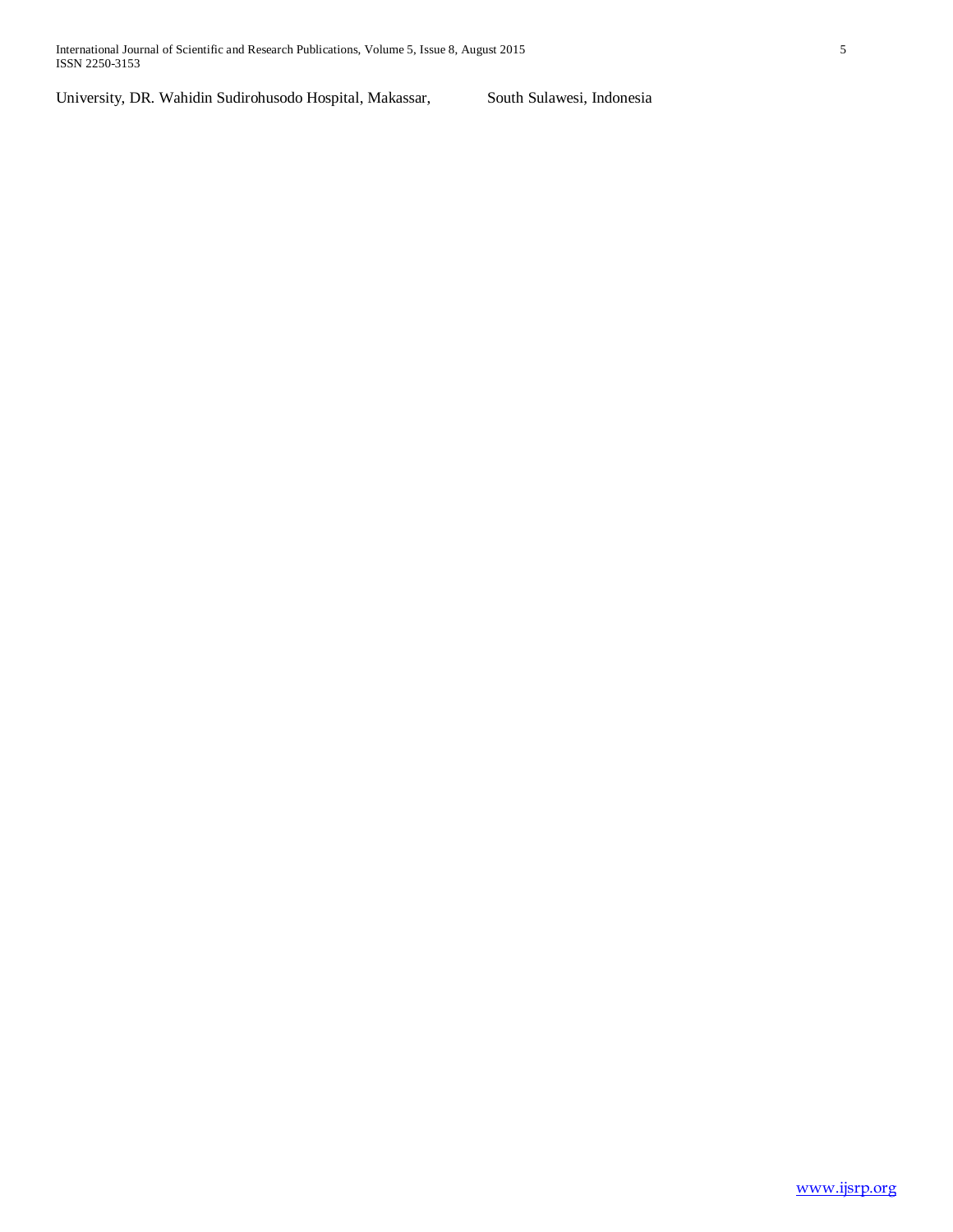University, DR. Wahidin Sudirohusodo Hospital, Makassar, South Sulawesi, Indonesia